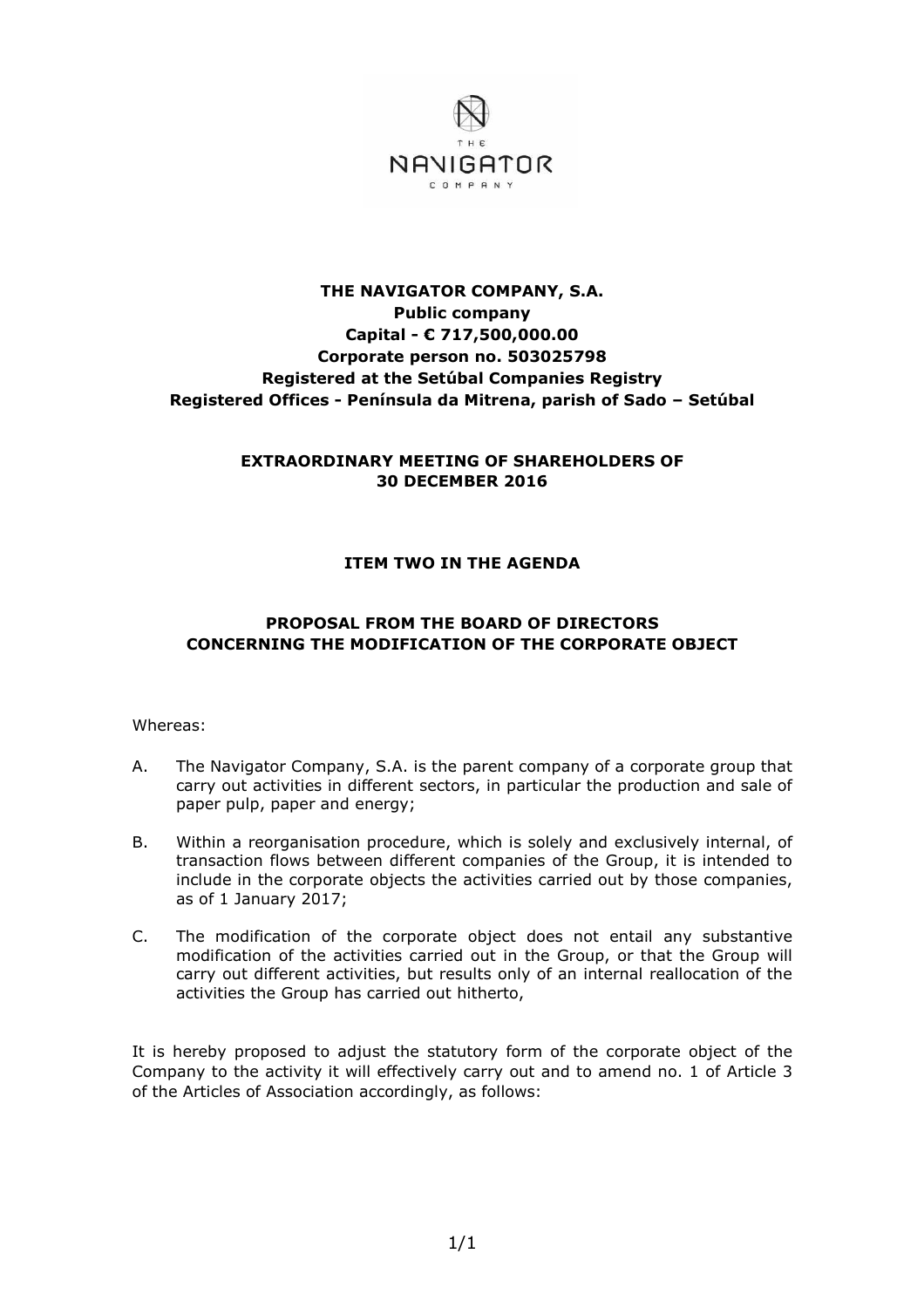**THE NAVIGATOR COMPANY, S.A.**
**Public company**
**Capital - € 717,500,000.00**
**Corporate person no. 503025798**
**Registered at the Setúbal Companies Registry**
**Registered Offices - Península da Mitrena, parish of Sado – Setúbal**

**EXTRAORDINARY MEETING OF SHAREHOLDERS OF**
**30 DECEMBER 2016**

**ITEM TWO IN THE AGENDA**

**PROPOSAL FROM THE BOARD OF DIRECTORS**
**CONCERNING THE MODIFICATION OF THE CORPORATE OBJECT**

Whereas:

A. The Navigator Company, S.A. is the parent company of a corporate group that carry out activities in different sectors, in particular the production and sale of paper pulp, paper and energy;

B. Within a reorganisation procedure, which is solely and exclusively internal, of transaction flows between different companies of the Group, it is intended to include in the corporate objects the activities carried out by those companies, as of 1 January 2017;

C. The modification of the corporate object does not entail any substantive modification of the activities carried out in the Group, or that the Group will carry out different activities, but results only of an internal reallocation of the activities the Group has carried out hitherto,

It is hereby proposed to adjust the statutory form of the corporate object of the Company to the activity it will effectively carry out and to amend no. 1 of Article 3 of the Articles of Association accordingly, as follows: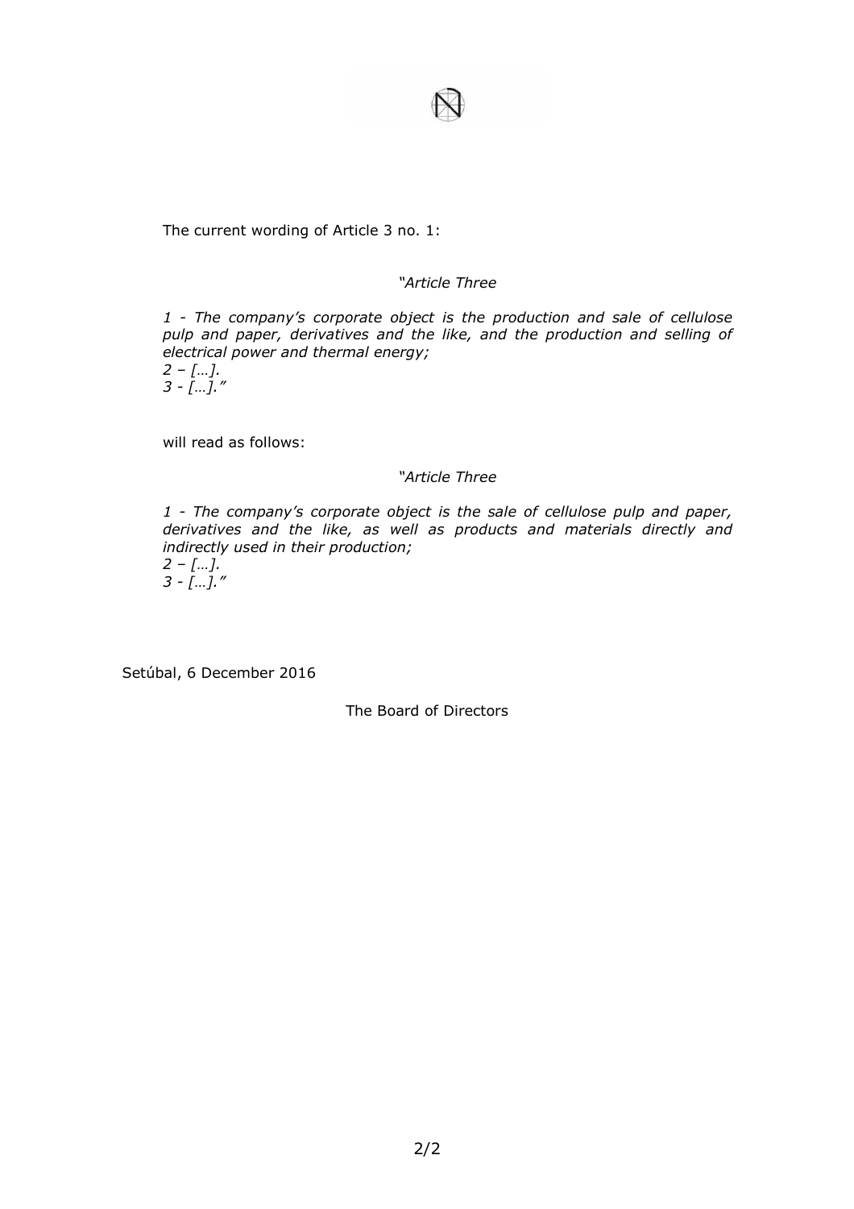The current wording of Article 3 no. 1:

*"Article Three*

*1 - The company's corporate object is the production and sale of cellulose pulp and paper, derivatives and the like, and the production and selling of electrical power and thermal energy;*
*2 – […].*
*3 - […]."*

will read as follows:

*"Article Three*

*1 - The company's corporate object is the sale of cellulose pulp and paper, derivatives and the like, as well as products and materials directly and indirectly used in their production;*
*2 – […].*
*3 - […]."*

Setúbal, 6 December 2016

The Board of Directors